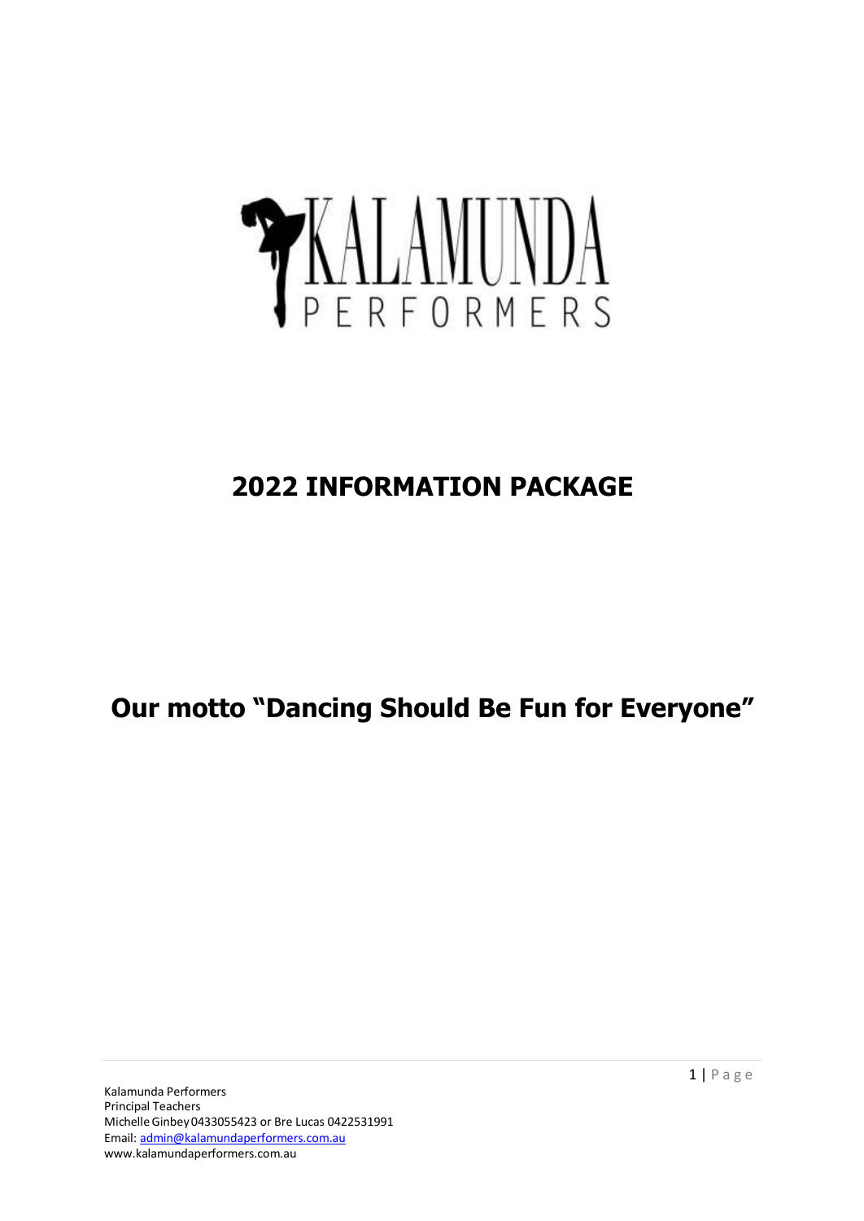# KALAMUNDA PERFORMERS

# 2022 INFORMATION PACKAGE

## Our motto "Dancing Should Be Fun for Everyone"

Kalamunda Performers
Principal Teachers
Michelle Ginbey 0433055423 or Bre Lucas 0422531991
Email: admin@kalamundaperformers.com.au
www.kalamundaperformers.com.au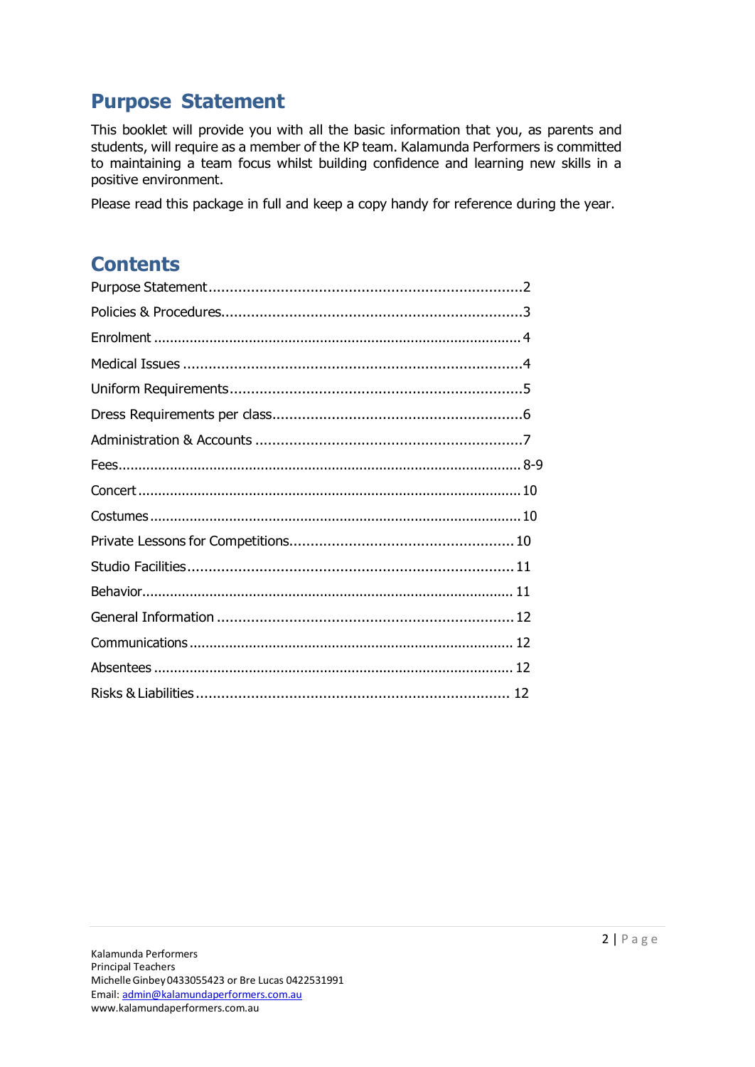## Purpose Statement

This booklet will provide you with all the basic information that you, as parents and students, will require as a member of the KP team. Kalamunda Performers is committed to maintaining a team focus whilst building confidence and learning new skills in a positive environment.

Please read this package in full and keep a copy handy for reference during the year.

## Contents

- Purpose Statement .......... 2
- Policies & Procedures .......... 3
- Enrolment .......... 4
- Medical Issues .......... 4
- Uniform Requirements .......... 5
- Dress Requirements per class .......... 6
- Administration & Accounts .......... 7
- Fees .......... 8-9
- Concert .......... 10
- Costumes .......... 10
- Private Lessons for Competitions .......... 10
- Studio Facilities .......... 11
- Behavior .......... 11
- General Information .......... 12
- Communications .......... 12
- Absentees .......... 12
- Risks & Liabilities .......... 12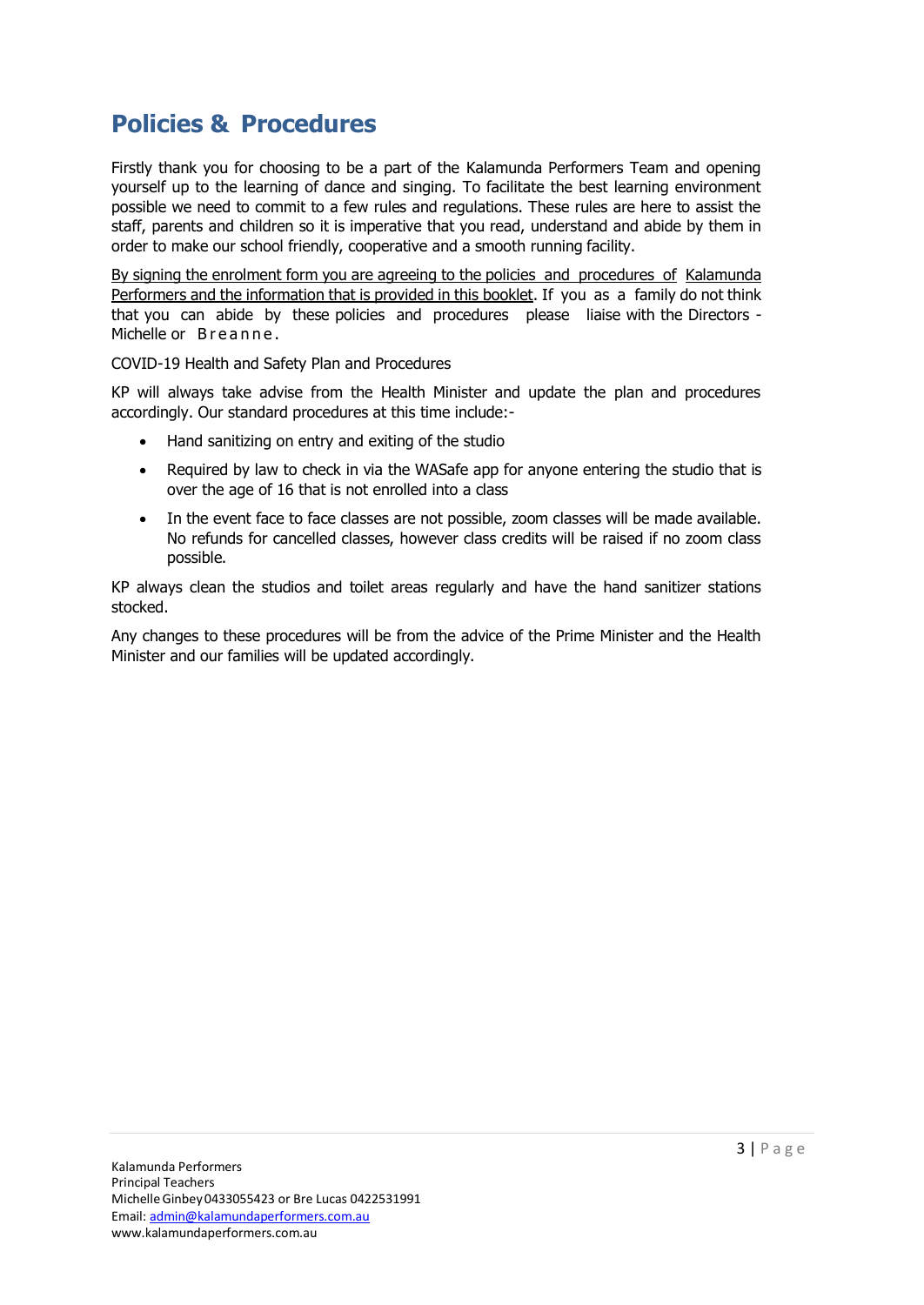# Policies & Procedures

Firstly thank you for choosing to be a part of the Kalamunda Performers Team and opening yourself up to the learning of dance and singing. To facilitate the best learning environment possible we need to commit to a few rules and regulations. These rules are here to assist the staff, parents and children so it is imperative that you read, understand and abide by them in order to make our school friendly, cooperative and a smooth running facility.

By signing the enrolment form you are agreeing to the policies and procedures of Kalamunda Performers and the information that is provided in this booklet. If you as a family do not think that you can abide by these policies and procedures please liaise with the Directors - Michelle or Breanne.

COVID-19 Health and Safety Plan and Procedures

KP will always take advise from the Health Minister and update the plan and procedures accordingly. Our standard procedures at this time include:-

- Hand sanitizing on entry and exiting of the studio
- Required by law to check in via the WASafe app for anyone entering the studio that is over the age of 16 that is not enrolled into a class
- In the event face to face classes are not possible, zoom classes will be made available. No refunds for cancelled classes, however class credits will be raised if no zoom class possible.

KP always clean the studios and toilet areas regularly and have the hand sanitizer stations stocked.

Any changes to these procedures will be from the advice of the Prime Minister and the Health Minister and our families will be updated accordingly.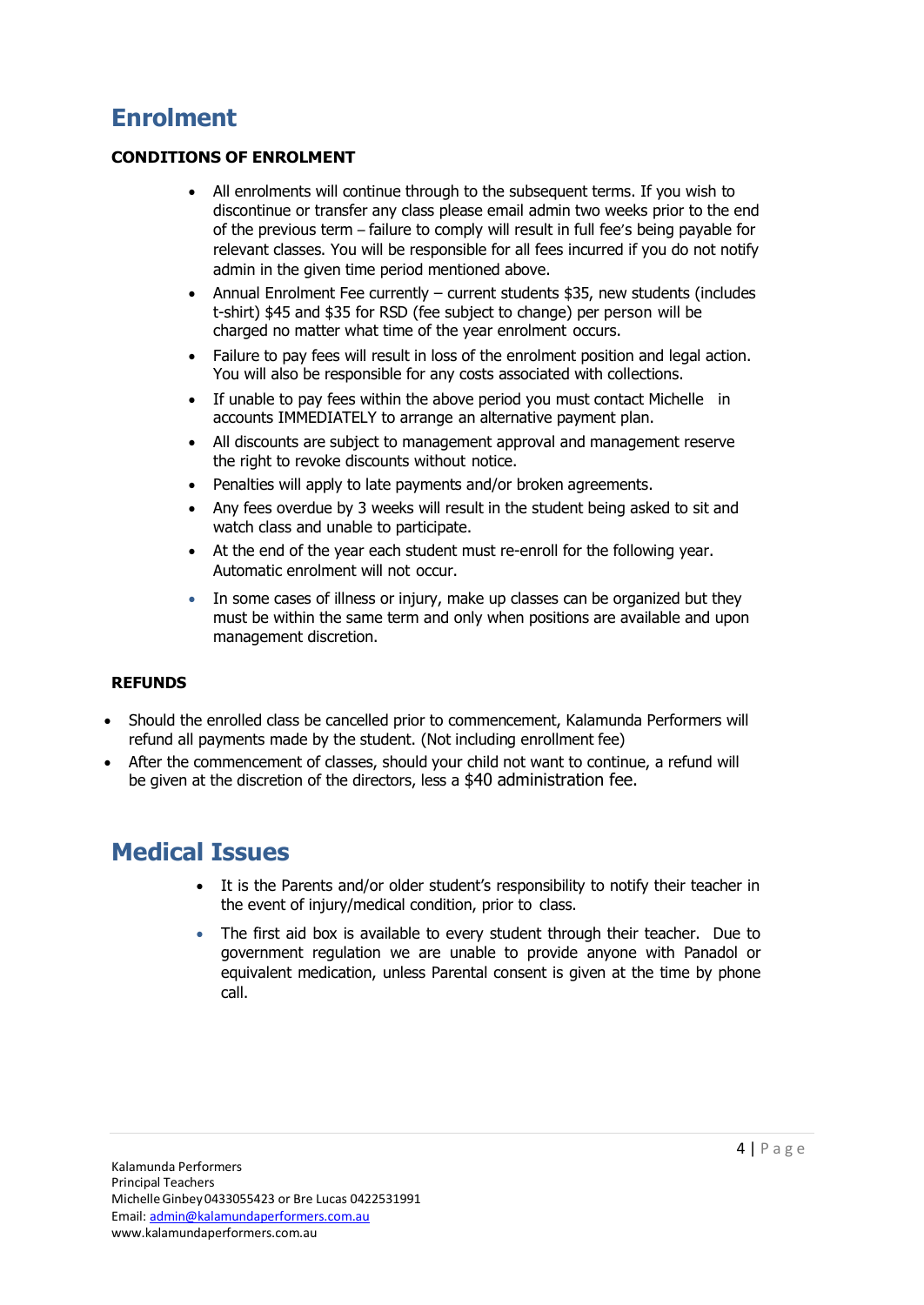# Enrolment

**CONDITIONS OF ENROLMENT**

- All enrolments will continue through to the subsequent terms. If you wish to discontinue or transfer any class please email admin two weeks prior to the end of the previous term – failure to comply will result in full fee's being payable for relevant classes. You will be responsible for all fees incurred if you do not notify admin in the given time period mentioned above.
- Annual Enrolment Fee currently – current students $35, new students (includes t-shirt) $45 and $35 for RSD (fee subject to change) per person will be charged no matter what time of the year enrolment occurs.
- Failure to pay fees will result in loss of the enrolment position and legal action. You will also be responsible for any costs associated with collections.
- If unable to pay fees within the above period you must contact Michelle in accounts IMMEDIATELY to arrange an alternative payment plan.
- All discounts are subject to management approval and management reserve the right to revoke discounts without notice.
- Penalties will apply to late payments and/or broken agreements.
- Any fees overdue by 3 weeks will result in the student being asked to sit and watch class and unable to participate.
- At the end of the year each student must re-enroll for the following year. Automatic enrolment will not occur.
- In some cases of illness or injury, make up classes can be organized but they must be within the same term and only when positions are available and upon management discretion.

**REFUNDS**

- Should the enrolled class be cancelled prior to commencement, Kalamunda Performers will refund all payments made by the student. (Not including enrollment fee)
- After the commencement of classes, should your child not want to continue, a refund will be given at the discretion of the directors, less a $40 administration fee.

# Medical Issues

- It is the Parents and/or older student's responsibility to notify their teacher in the event of injury/medical condition, prior to class.
- The first aid box is available to every student through their teacher. Due to government regulation we are unable to provide anyone with Panadol or equivalent medication, unless Parental consent is given at the time by phone call.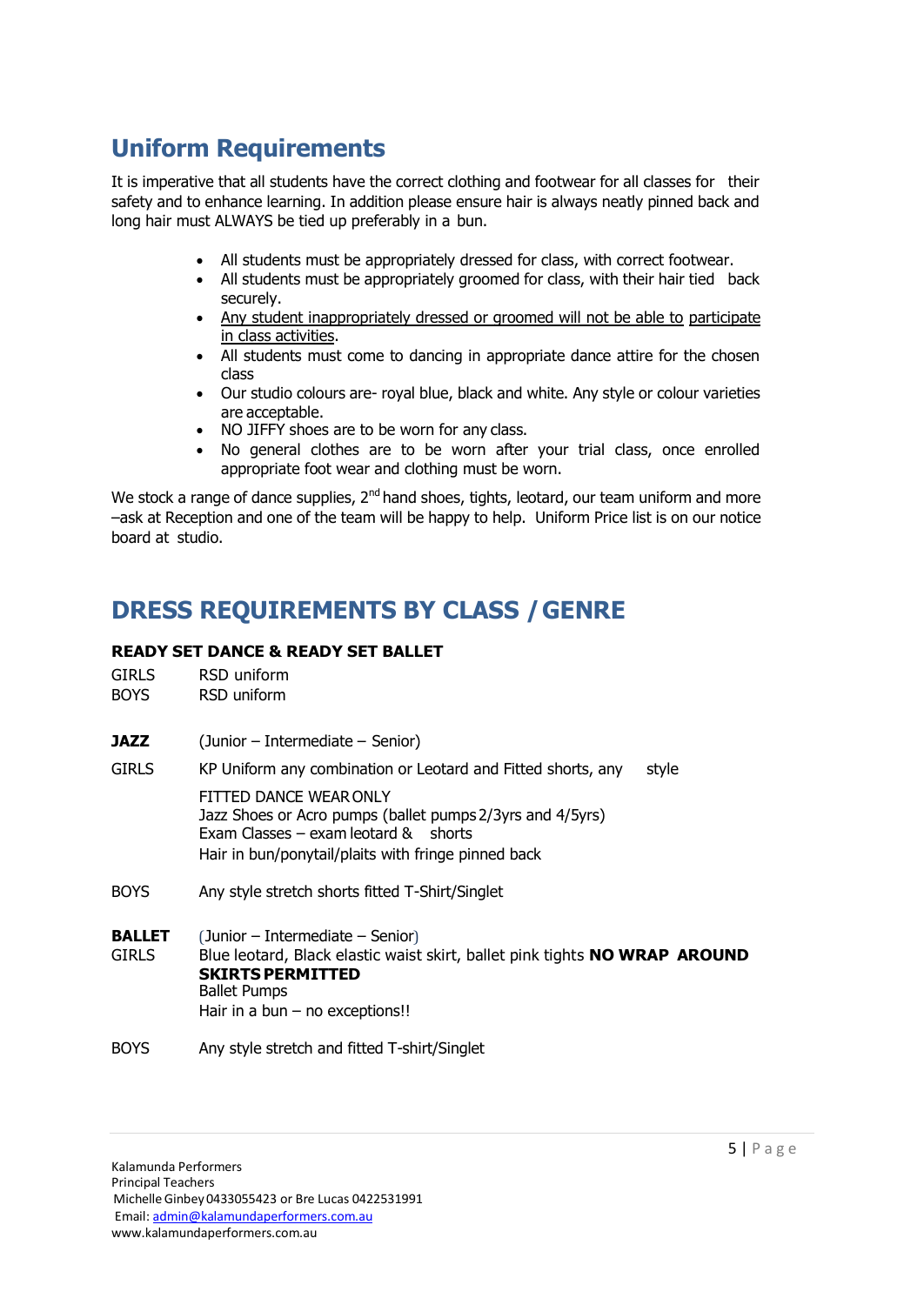## Uniform Requirements

It is imperative that all students have the correct clothing and footwear for all classes for their safety and to enhance learning. In addition please ensure hair is always neatly pinned back and long hair must ALWAYS be tied up preferably in a bun.

- All students must be appropriately dressed for class, with correct footwear.
- All students must be appropriately groomed for class, with their hair tied back securely.
- <u>Any student inappropriately dressed or groomed will not be able to participate in class activities</u>.
- All students must come to dancing in appropriate dance attire for the chosen class
- Our studio colours are- royal blue, black and white. Any style or colour varieties are acceptable.
- NO JIFFY shoes are to be worn for any class.
- No general clothes are to be worn after your trial class, once enrolled appropriate foot wear and clothing must be worn.

We stock a range of dance supplies, 2nd hand shoes, tights, leotard, our team uniform and more –ask at Reception and one of the team will be happy to help. Uniform Price list is on our notice board at studio.

## DRESS REQUIREMENTS BY CLASS / GENRE

**READY SET DANCE & READY SET BALLET**

GIRLS RSD uniform
BOYS RSD uniform

**JAZZ** (Junior – Intermediate – Senior)

GIRLS KP Uniform any combination or Leotard and Fitted shorts, any style

FITTED DANCE WEAR ONLY
Jazz Shoes or Acro pumps (ballet pumps 2/3yrs and 4/5yrs)
Exam Classes – exam leotard & shorts
Hair in bun/ponytail/plaits with fringe pinned back

BOYS Any style stretch shorts fitted T-Shirt/Singlet

**BALLET** (Junior – Intermediate – Senior)
GIRLS Blue leotard, Black elastic waist skirt, ballet pink tights **NO WRAP AROUND SKIRTS PERMITTED**
Ballet Pumps
Hair in a bun – no exceptions!!

BOYS Any style stretch and fitted T-shirt/Singlet

Kalamunda Performers
Principal Teachers
Michelle Ginbey 0433055423 or Bre Lucas 0422531991
Email: admin@kalamundaperformers.com.au
www.kalamundaperformers.com.au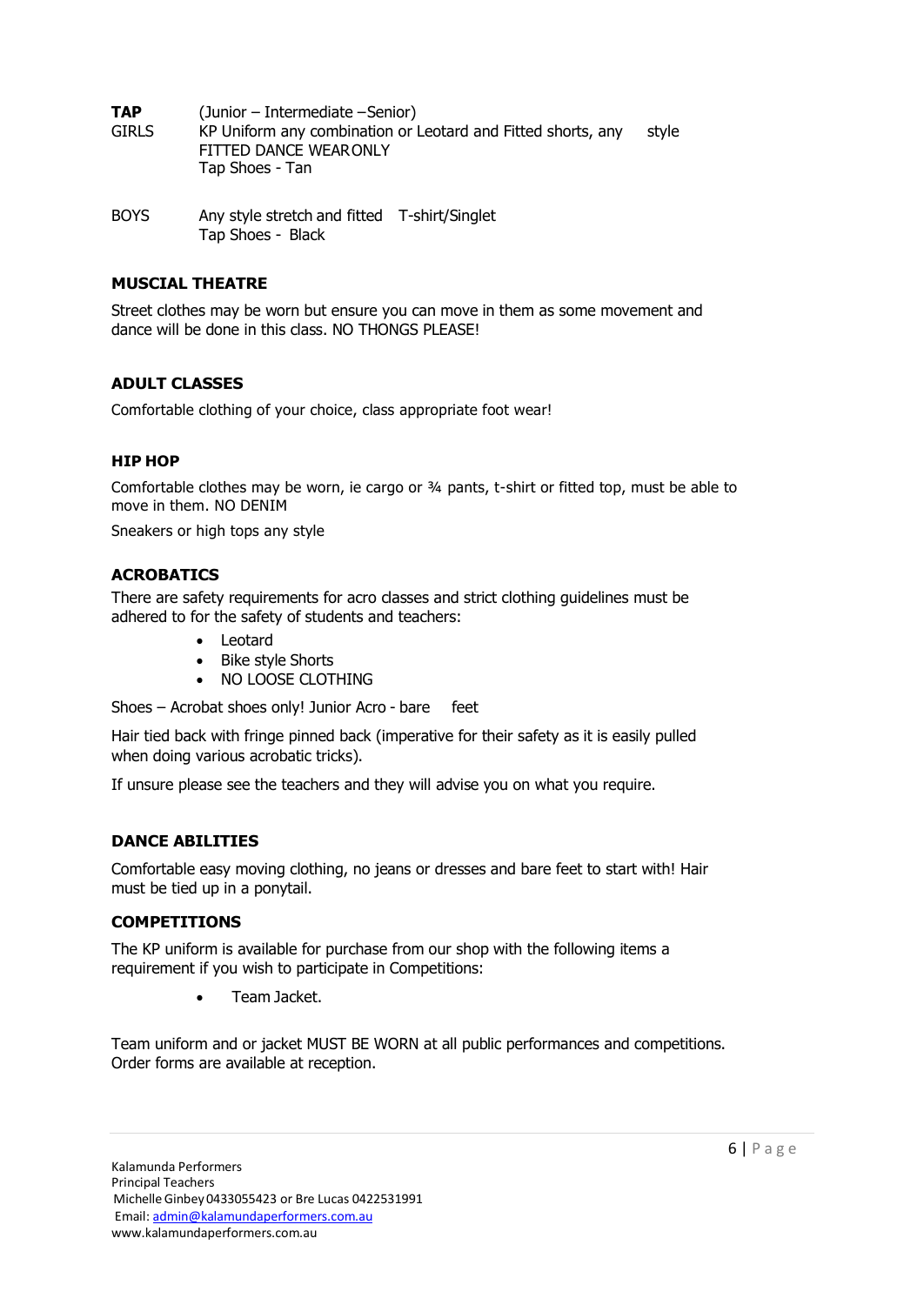**TAP** (Junior – Intermediate –Senior)

GIRLS KP Uniform any combination or Leotard and Fitted shorts, any style
FITTED DANCE WEAR ONLY
Tap Shoes - Tan

BOYS Any style stretch and fitted T-shirt/Singlet
Tap Shoes - Black

### MUSCIAL THEATRE

Street clothes may be worn but ensure you can move in them as some movement and dance will be done in this class. NO THONGS PLEASE!

### ADULT CLASSES

Comfortable clothing of your choice, class appropriate foot wear!

### HIP HOP

Comfortable clothes may be worn, ie cargo or ¾ pants, t-shirt or fitted top, must be able to move in them. NO DENIM

Sneakers or high tops any style

### ACROBATICS

There are safety requirements for acro classes and strict clothing guidelines must be adhered to for the safety of students and teachers:

- Leotard
- Bike style Shorts
- NO LOOSE CLOTHING

Shoes – Acrobat shoes only! Junior Acro - bare feet

Hair tied back with fringe pinned back (imperative for their safety as it is easily pulled when doing various acrobatic tricks).

If unsure please see the teachers and they will advise you on what you require.

### DANCE ABILITIES

Comfortable easy moving clothing, no jeans or dresses and bare feet to start with! Hair must be tied up in a ponytail.

### COMPETITIONS

The KP uniform is available for purchase from our shop with the following items a requirement if you wish to participate in Competitions:

- Team Jacket.

Team uniform and or jacket MUST BE WORN at all public performances and competitions. Order forms are available at reception.

Kalamunda Performers
Principal Teachers
Michelle Ginbey 0433055423 or Bre Lucas 0422531991
Email: admin@kalamundaperformers.com.au
www.kalamundaperformers.com.au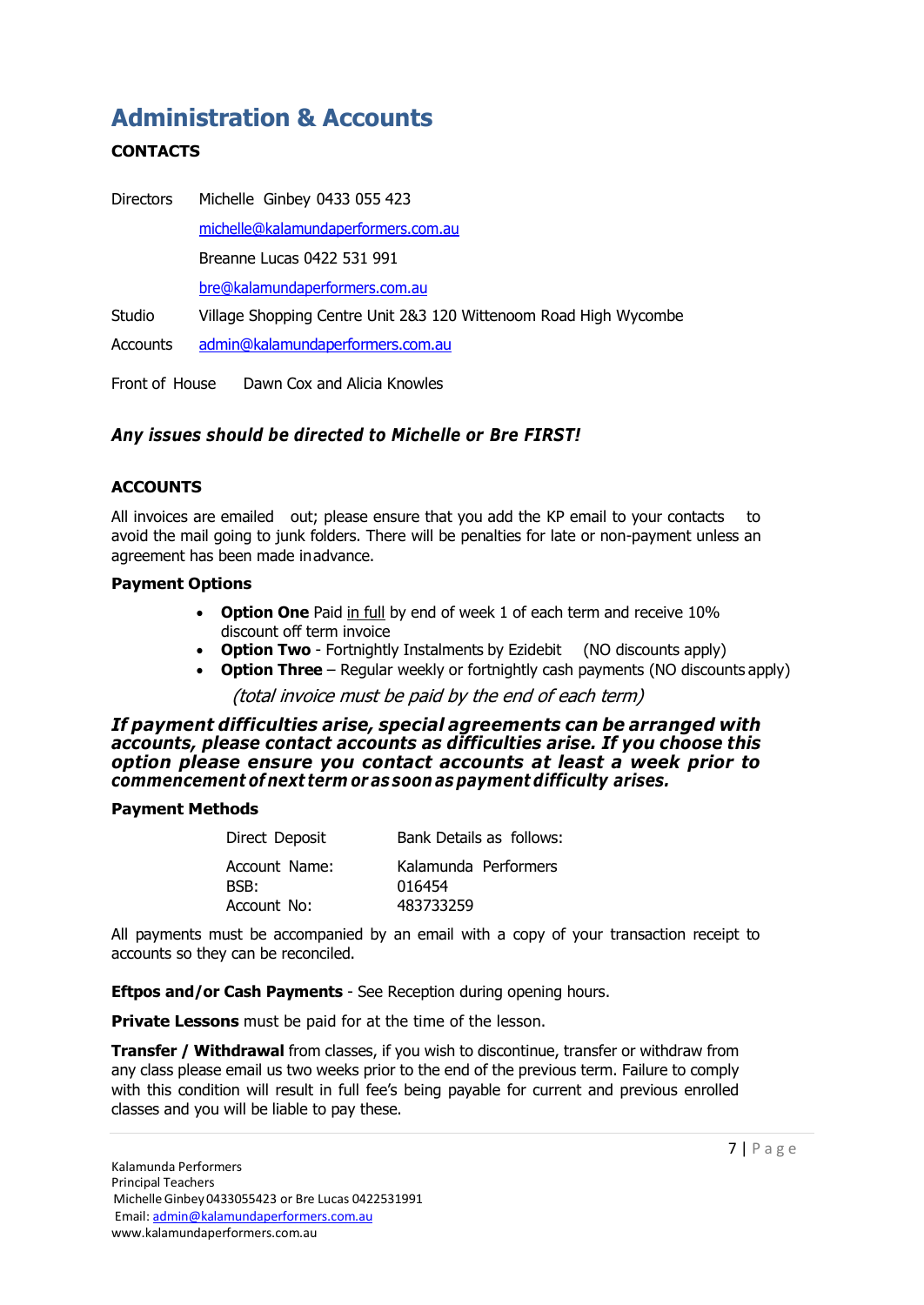# Administration & Accounts

**CONTACTS**

Directors Michelle Ginbey 0433 055 423

michelle@kalamundaperformers.com.au

Breanne Lucas 0422 531 991

bre@kalamundaperformers.com.au

Studio Village Shopping Centre Unit 2&3 120 Wittenoom Road High Wycombe

Accounts admin@kalamundaperformers.com.au

Front of House Dawn Cox and Alicia Knowles

***Any issues should be directed to Michelle or Bre FIRST!***

**ACCOUNTS**

All invoices are emailed out; please ensure that you add the KP email to your contacts to avoid the mail going to junk folders. There will be penalties for late or non-payment unless an agreement has been made in advance.

**Payment Options**

- **Option One** Paid in full by end of week 1 of each term and receive 10% discount off term invoice
- **Option Two** - Fortnightly Instalments by Ezidebit (NO discounts apply)
- **Option Three** – Regular weekly or fortnightly cash payments (NO discounts apply)

*(total invoice must be paid by the end of each term)*

***If payment difficulties arise, special agreements can be arranged with accounts, please contact accounts as difficulties arise. If you choose this option please ensure you contact accounts at least a week prior to commencement of next term or as soon as payment difficulty arises.***

**Payment Methods**

| Direct Deposit | Bank Details as follows: |
|---|---|
| Account Name: | Kalamunda Performers |
| BSB: | 016454 |
| Account No: | 483733259 |

All payments must be accompanied by an email with a copy of your transaction receipt to accounts so they can be reconciled.

**Eftpos and/or Cash Payments** - See Reception during opening hours.

**Private Lessons** must be paid for at the time of the lesson.

**Transfer / Withdrawal** from classes, if you wish to discontinue, transfer or withdraw from any class please email us two weeks prior to the end of the previous term. Failure to comply with this condition will result in full fee's being payable for current and previous enrolled classes and you will be liable to pay these.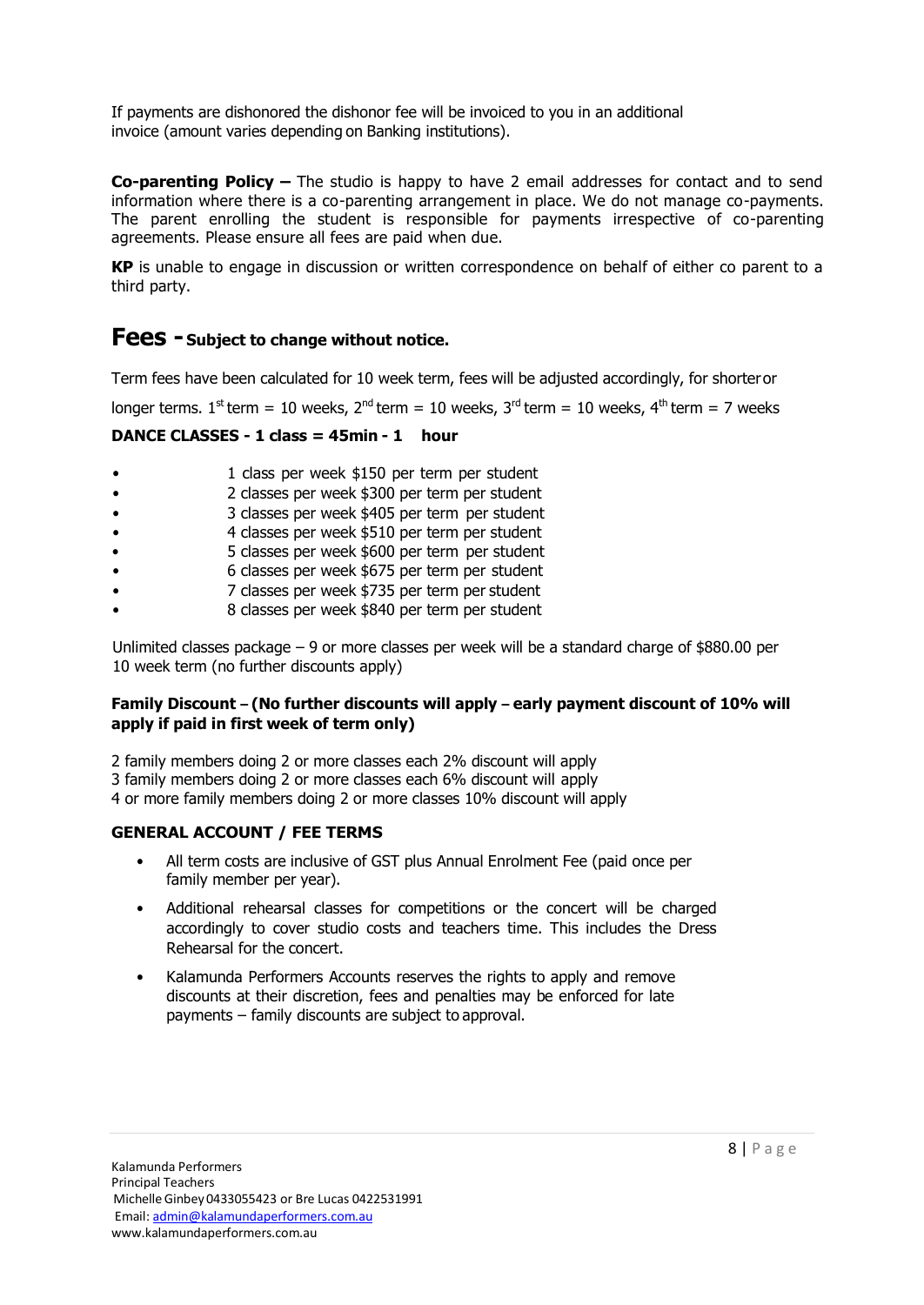If payments are dishonored the dishonor fee will be invoiced to you in an additional invoice (amount varies depending on Banking institutions).

**Co-parenting Policy –** The studio is happy to have 2 email addresses for contact and to send information where there is a co-parenting arrangement in place. We do not manage co-payments. The parent enrolling the student is responsible for payments irrespective of co-parenting agreements. Please ensure all fees are paid when due.

**KP** is unable to engage in discussion or written correspondence on behalf of either co parent to a third party.

# Fees - Subject to change without notice.

Term fees have been calculated for 10 week term, fees will be adjusted accordingly, for shorter or longer terms. 1st term = 10 weeks, 2nd term = 10 weeks, 3rd term = 10 weeks, 4th term = 7 weeks

**DANCE CLASSES - 1 class = 45min - 1 hour**

- 1 class per week $150 per term per student
- 2 classes per week $300 per term per student
- 3 classes per week $405 per term per student
- 4 classes per week $510 per term per student
- 5 classes per week $600 per term per student
- 6 classes per week $675 per term per student
- 7 classes per week $735 per term per student
- 8 classes per week $840 per term per student

Unlimited classes package – 9 or more classes per week will be a standard charge of $880.00 per 10 week term (no further discounts apply)

**Family Discount – (No further discounts will apply – early payment discount of 10% will apply if paid in first week of term only)**

2 family members doing 2 or more classes each 2% discount will apply
3 family members doing 2 or more classes each 6% discount will apply
4 or more family members doing 2 or more classes 10% discount will apply

**GENERAL ACCOUNT / FEE TERMS**

- All term costs are inclusive of GST plus Annual Enrolment Fee (paid once per family member per year).
- Additional rehearsal classes for competitions or the concert will be charged accordingly to cover studio costs and teachers time. This includes the Dress Rehearsal for the concert.
- Kalamunda Performers Accounts reserves the rights to apply and remove discounts at their discretion, fees and penalties may be enforced for late payments – family discounts are subject to approval.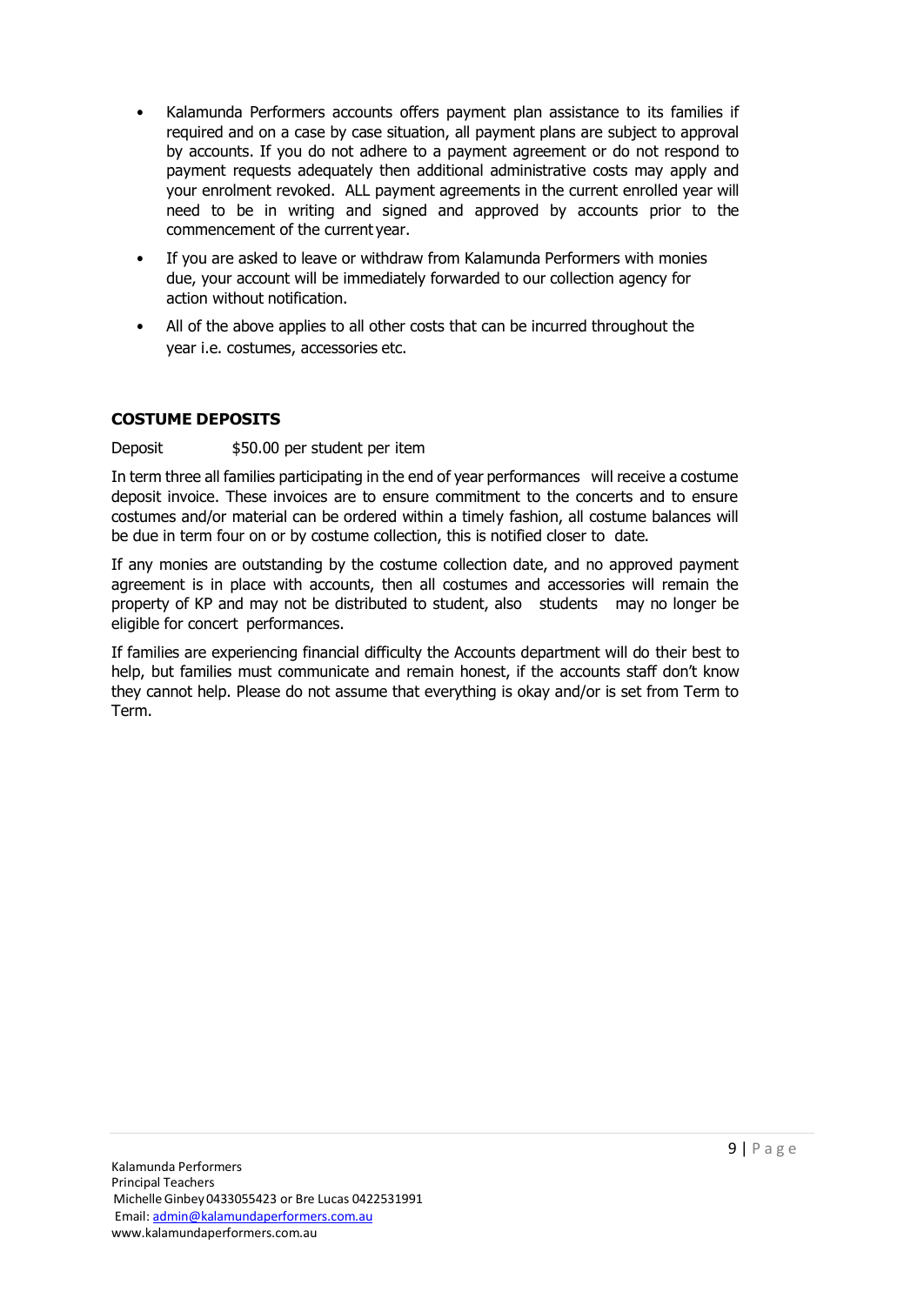- Kalamunda Performers accounts offers payment plan assistance to its families if required and on a case by case situation, all payment plans are subject to approval by accounts. If you do not adhere to a payment agreement or do not respond to payment requests adequately then additional administrative costs may apply and your enrolment revoked. ALL payment agreements in the current enrolled year will need to be in writing and signed and approved by accounts prior to the commencement of the current year.
- If you are asked to leave or withdraw from Kalamunda Performers with monies due, your account will be immediately forwarded to our collection agency for action without notification.
- All of the above applies to all other costs that can be incurred throughout the year i.e. costumes, accessories etc.

**COSTUME DEPOSITS**

Deposit $50.00 per student per item

In term three all families participating in the end of year performances will receive a costume deposit invoice. These invoices are to ensure commitment to the concerts and to ensure costumes and/or material can be ordered within a timely fashion, all costume balances will be due in term four on or by costume collection, this is notified closer to date.

If any monies are outstanding by the costume collection date, and no approved payment agreement is in place with accounts, then all costumes and accessories will remain the property of KP and may not be distributed to student, also students may no longer be eligible for concert performances.

If families are experiencing financial difficulty the Accounts department will do their best to help, but families must communicate and remain honest, if the accounts staff don't know they cannot help. Please do not assume that everything is okay and/or is set from Term to Term.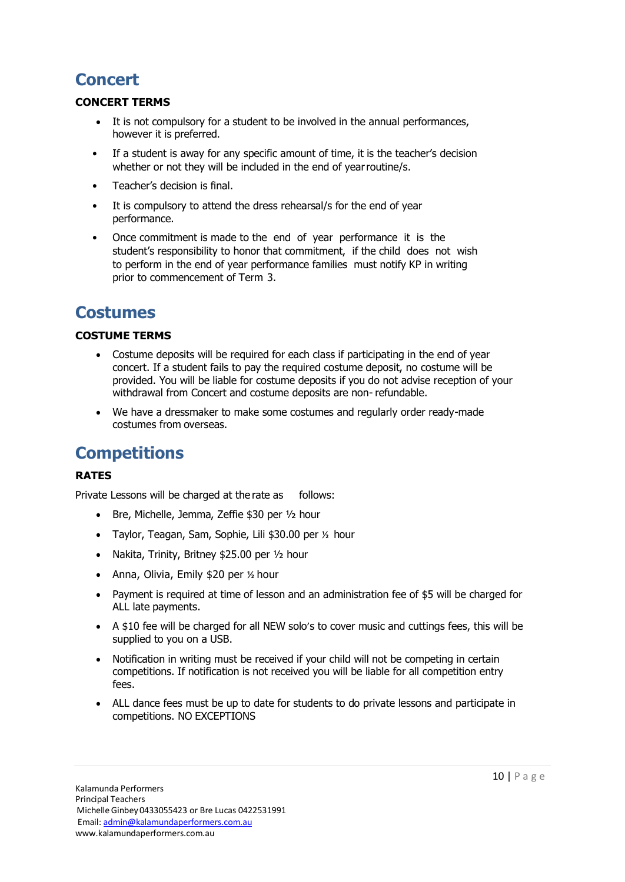# Concert

**CONCERT TERMS**

- It is not compulsory for a student to be involved in the annual performances, however it is preferred.
- If a student is away for any specific amount of time, it is the teacher's decision whether or not they will be included in the end of year routine/s.
- Teacher's decision is final.
- It is compulsory to attend the dress rehearsal/s for the end of year performance.
- Once commitment is made to the end of year performance it is the student's responsibility to honor that commitment, if the child does not wish to perform in the end of year performance families must notify KP in writing prior to commencement of Term 3.

# Costumes

**COSTUME TERMS**

- Costume deposits will be required for each class if participating in the end of year concert. If a student fails to pay the required costume deposit, no costume will be provided. You will be liable for costume deposits if you do not advise reception of your withdrawal from Concert and costume deposits are non- refundable.
- We have a dressmaker to make some costumes and regularly order ready-made costumes from overseas.

# Competitions

**RATES**

Private Lessons will be charged at the rate as follows:

- Bre, Michelle, Jemma, Zeffie $30 per ½ hour
- Taylor, Teagan, Sam, Sophie, Lili $30.00 per ½ hour
- Nakita, Trinity, Britney $25.00 per ½ hour
- Anna, Olivia, Emily $20 per ½ hour
- Payment is required at time of lesson and an administration fee of $5 will be charged for ALL late payments.
- A $10 fee will be charged for all NEW solo's to cover music and cuttings fees, this will be supplied to you on a USB.
- Notification in writing must be received if your child will not be competing in certain competitions. If notification is not received you will be liable for all competition entry fees.
- ALL dance fees must be up to date for students to do private lessons and participate in competitions. NO EXCEPTIONS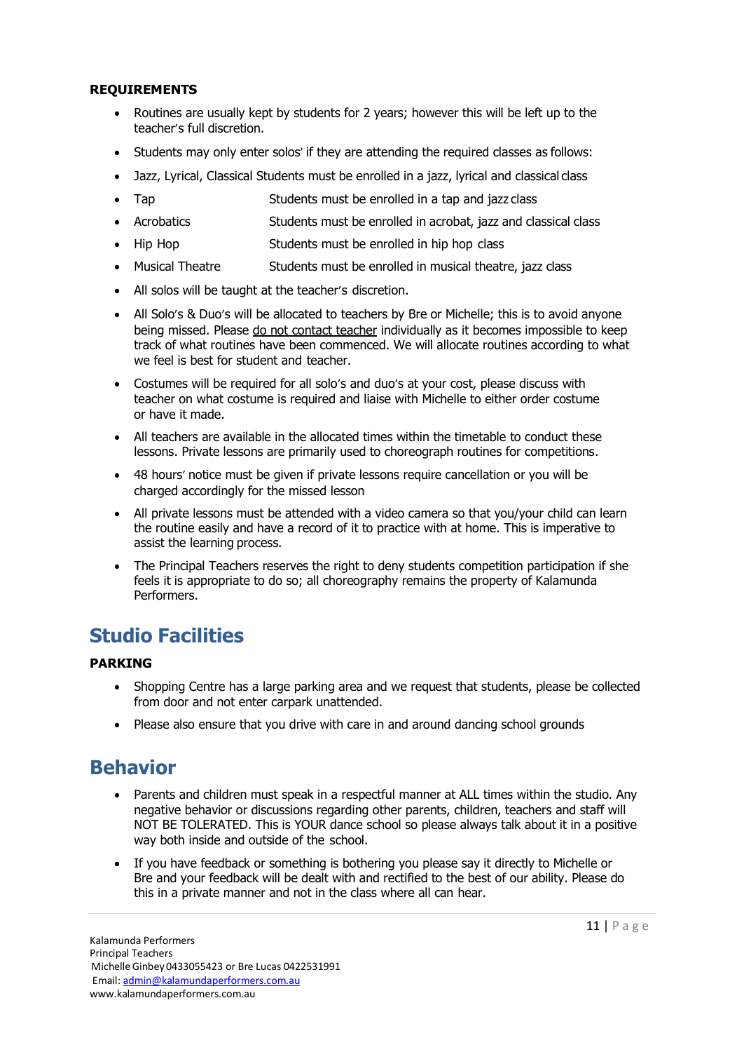**REQUIREMENTS**

- Routines are usually kept by students for 2 years; however this will be left up to the teacher's full discretion.
- Students may only enter solos' if they are attending the required classes as follows:
- Jazz, Lyrical, Classical Students must be enrolled in a jazz, lyrical and classical class
- Tap Students must be enrolled in a tap and jazz class
- Acrobatics Students must be enrolled in acrobat, jazz and classical class
- Hip Hop Students must be enrolled in hip hop class
- Musical Theatre Students must be enrolled in musical theatre, jazz class
- All solos will be taught at the teacher's discretion.
- All Solo's & Duo's will be allocated to teachers by Bre or Michelle; this is to avoid anyone being missed. Please <u>do not contact teacher</u> individually as it becomes impossible to keep track of what routines have been commenced. We will allocate routines according to what we feel is best for student and teacher.
- Costumes will be required for all solo's and duo's at your cost, please discuss with teacher on what costume is required and liaise with Michelle to either order costume or have it made.
- All teachers are available in the allocated times within the timetable to conduct these lessons. Private lessons are primarily used to choreograph routines for competitions.
- 48 hours' notice must be given if private lessons require cancellation or you will be charged accordingly for the missed lesson
- All private lessons must be attended with a video camera so that you/your child can learn the routine easily and have a record of it to practice with at home. This is imperative to assist the learning process.
- The Principal Teachers reserves the right to deny students competition participation if she feels it is appropriate to do so; all choreography remains the property of Kalamunda Performers.

# Studio Facilities

**PARKING**

- Shopping Centre has a large parking area and we request that students, please be collected from door and not enter carpark unattended.
- Please also ensure that you drive with care in and around dancing school grounds

# Behavior

- Parents and children must speak in a respectful manner at ALL times within the studio. Any negative behavior or discussions regarding other parents, children, teachers and staff will NOT BE TOLERATED. This is YOUR dance school so please always talk about it in a positive way both inside and outside of the school.
- If you have feedback or something is bothering you please say it directly to Michelle or Bre and your feedback will be dealt with and rectified to the best of our ability. Please do this in a private manner and not in the class where all can hear.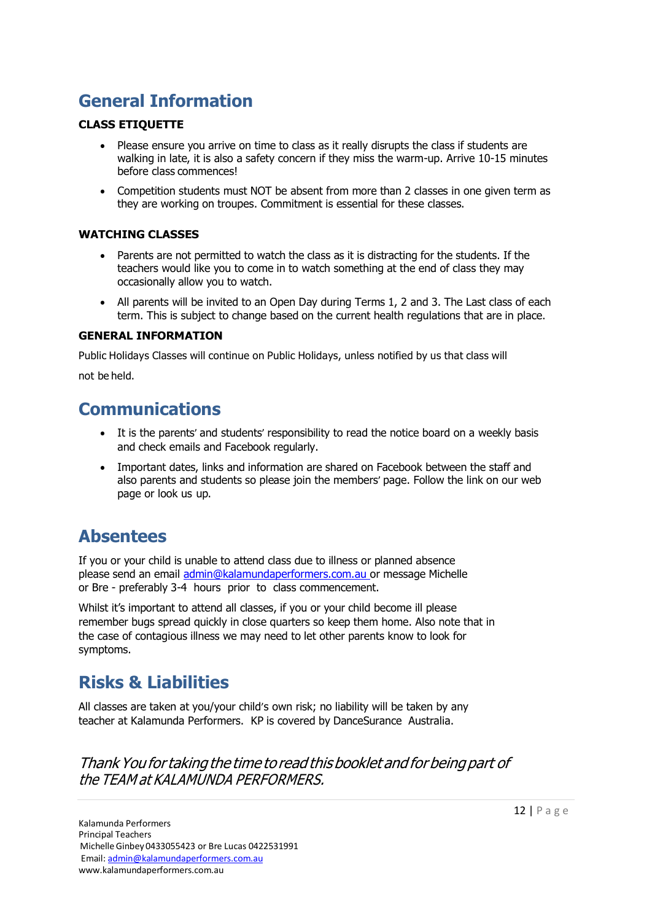## General Information

**CLASS ETIQUETTE**

- Please ensure you arrive on time to class as it really disrupts the class if students are walking in late, it is also a safety concern if they miss the warm-up. Arrive 10-15 minutes before class commences!
- Competition students must NOT be absent from more than 2 classes in one given term as they are working on troupes. Commitment is essential for these classes.

**WATCHING CLASSES**

- Parents are not permitted to watch the class as it is distracting for the students. If the teachers would like you to come in to watch something at the end of class they may occasionally allow you to watch.
- All parents will be invited to an Open Day during Terms 1, 2 and 3. The Last class of each term. This is subject to change based on the current health regulations that are in place.

**GENERAL INFORMATION**

Public Holidays Classes will continue on Public Holidays, unless notified by us that class will not be held.

## Communications

- It is the parents' and students' responsibility to read the notice board on a weekly basis and check emails and Facebook regularly.
- Important dates, links and information are shared on Facebook between the staff and also parents and students so please join the members' page. Follow the link on our web page or look us up.

## Absentees

If you or your child is unable to attend class due to illness or planned absence please send an email admin@kalamundaperformers.com.au or message Michelle or Bre - preferably 3-4 hours prior to class commencement.

Whilst it's important to attend all classes, if you or your child become ill please remember bugs spread quickly in close quarters so keep them home. Also note that in the case of contagious illness we may need to let other parents know to look for symptoms.

## Risks & Liabilities

All classes are taken at you/your child's own risk; no liability will be taken by any teacher at Kalamunda Performers. KP is covered by DanceSurance Australia.

*Thank You for taking the time to read this booklet and for being part of the TEAM at KALAMUNDA PERFORMERS.*

Kalamunda Performers
Principal Teachers
Michelle Ginbey 0433055423 or Bre Lucas 0422531991
Email: admin@kalamundaperformers.com.au
www.kalamundaperformers.com.au